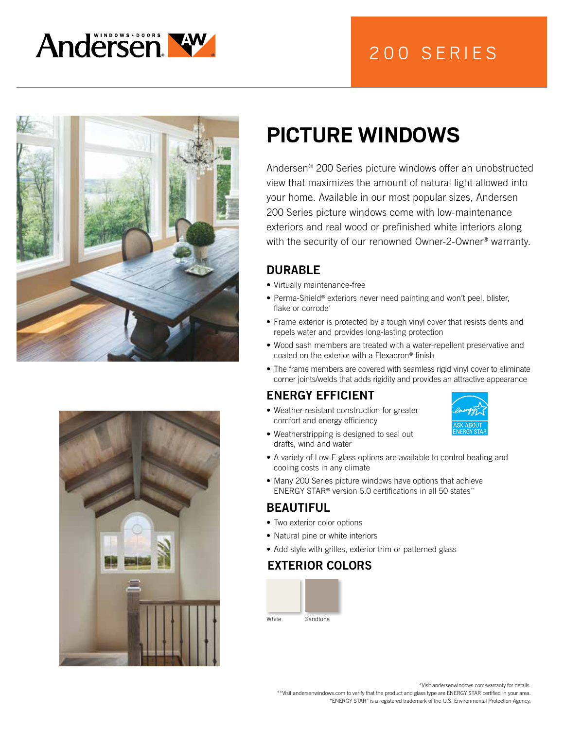Andersen WINDOWS • DOORS

200 SERIES

# PICTURE WINDOWS

Andersen® 200 Series picture windows offer an unobstructed view that maximizes the amount of natural light allowed into your home. Available in our most popular sizes, Andersen 200 Series picture windows come with low-maintenance exteriors and real wood or prefinished white interiors along with the security of our renowned Owner-2-Owner® warranty.

## DURABLE

- Virtually maintenance-free
- Perma-Shield® exteriors never need painting and won't peel, blister, flake or corrode*
- Frame exterior is protected by a tough vinyl cover that resists dents and repels water and provides long-lasting protection
- Wood sash members are treated with a water-repellent preservative and coated on the exterior with a Flexacron® finish
- The frame members are covered with seamless rigid vinyl cover to eliminate corner joints/welds that adds rigidity and provides an attractive appearance

## ENERGY EFFICIENT

- Weather-resistant construction for greater comfort and energy efficiency
- Weatherstripping is designed to seal out drafts, wind and water
- A variety of Low-E glass options are available to control heating and cooling costs in any climate
- Many 200 Series picture windows have options that achieve ENERGY STAR® version 6.0 certifications in all 50 states**

ASK ABOUT ENERGY STAR

## BEAUTIFUL

- Two exterior color options
- Natural pine or white interiors
- Add style with grilles, exterior trim or patterned glass

## EXTERIOR COLORS

White

Sandtone

*Visit andersenwindows.com/warranty for details.
**Visit andersenwindows.com to verify that the product and glass type are ENERGY STAR certified in your area.
"ENERGY STAR" is a registered trademark of the U.S. Environmental Protection Agency.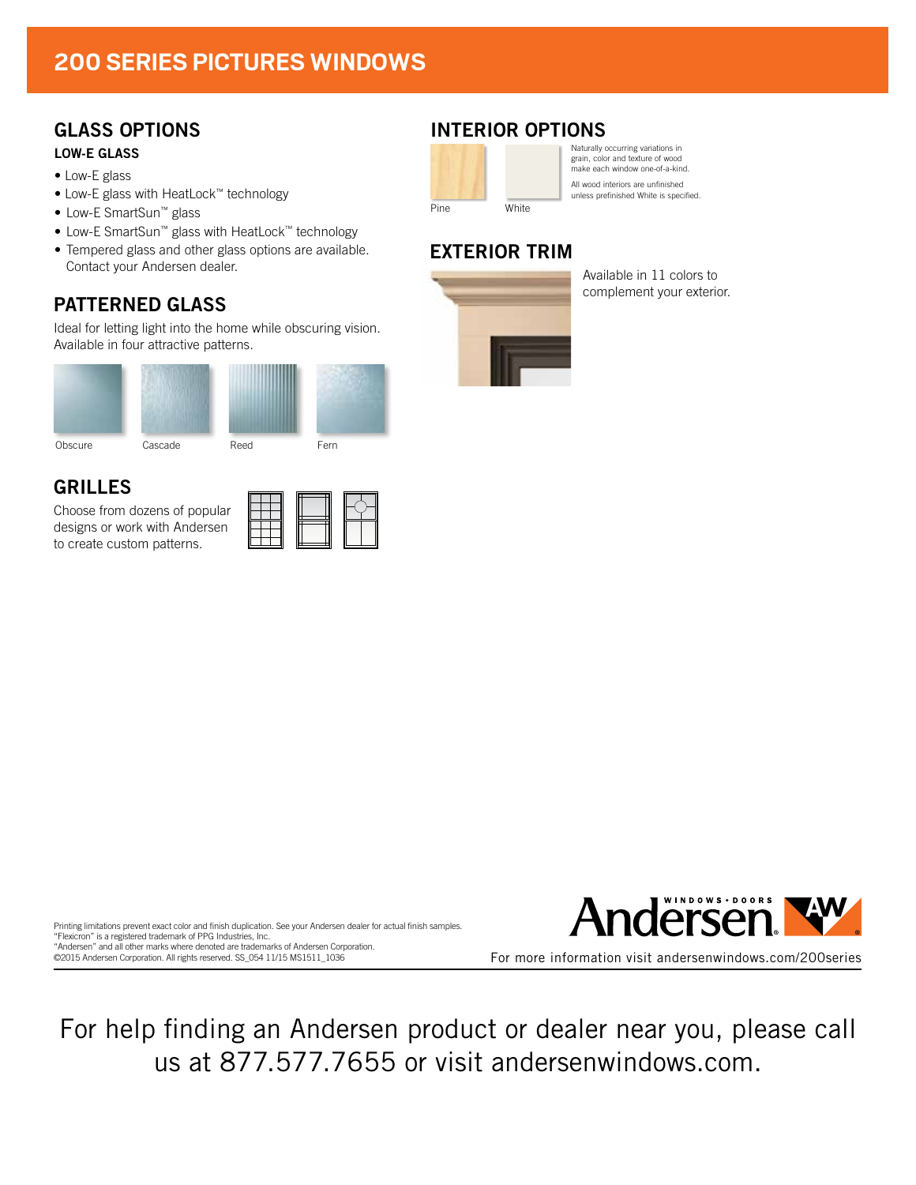# 200 SERIES PICTURES WINDOWS

## GLASS OPTIONS

### LOW-E GLASS

- Low-E glass
- Low-E glass with HeatLock™ technology
- Low-E SmartSun™ glass
- Low-E SmartSun™ glass with HeatLock™ technology
- Tempered glass and other glass options are available. Contact your Andersen dealer.

## PATTERNED GLASS

Ideal for letting light into the home while obscuring vision. Available in four attractive patterns.

Obscure
Cascade
Reed
Fern

## GRILLES

Choose from dozens of popular designs or work with Andersen to create custom patterns.

## INTERIOR OPTIONS

Pine
White

Naturally occurring variations in grain, color and texture of wood make each window one-of-a-kind.

All wood interiors are unfinished unless prefinished White is specified.

## EXTERIOR TRIM

Available in 11 colors to complement your exterior.

Printing limitations prevent exact color and finish duplication. See your Andersen dealer for actual finish samples.
"Flexicron" is a registered trademark of PPG Industries, Inc.
"Andersen" and all other marks where denoted are trademarks of Andersen Corporation.
©2015 Andersen Corporation. All rights reserved. SS_054 11/15 MS1511_1036

Andersen® WINDOWS • DOORS

For more information visit andersenwindows.com/200series

For help finding an Andersen product or dealer near you, please call us at 877.577.7655 or visit andersenwindows.com.